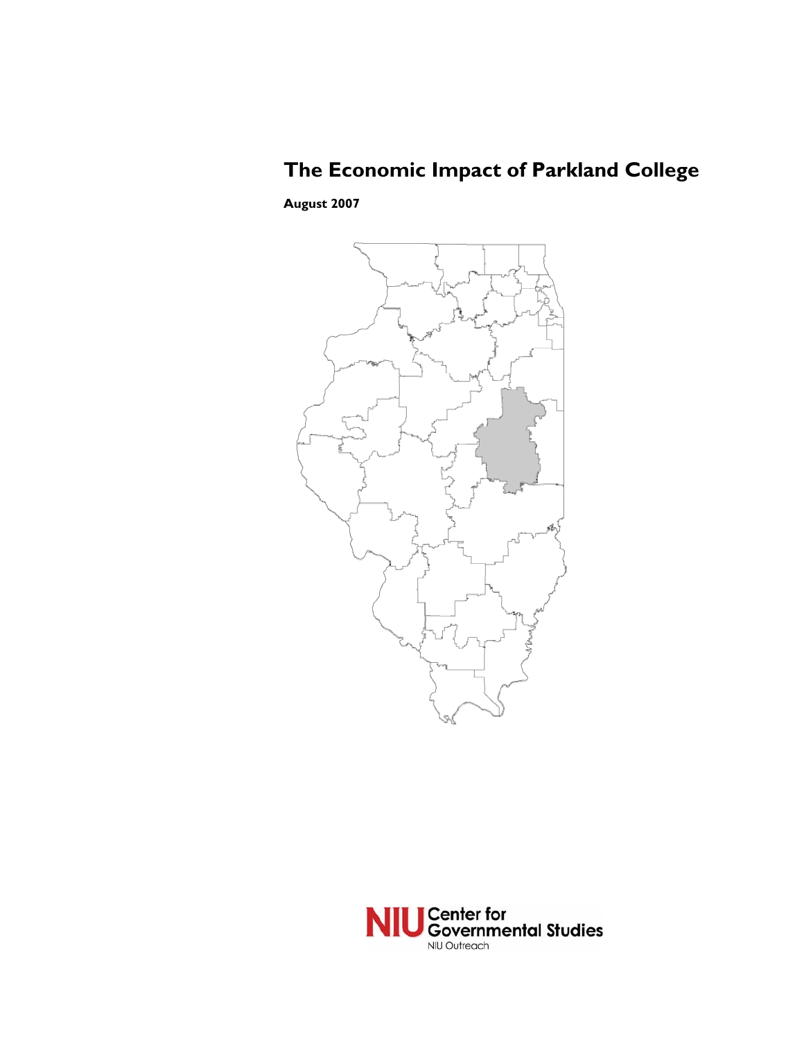# The Economic Impact of Parkland College

**August 2007**

NIU Center for Governmental Studies

NIU Outreach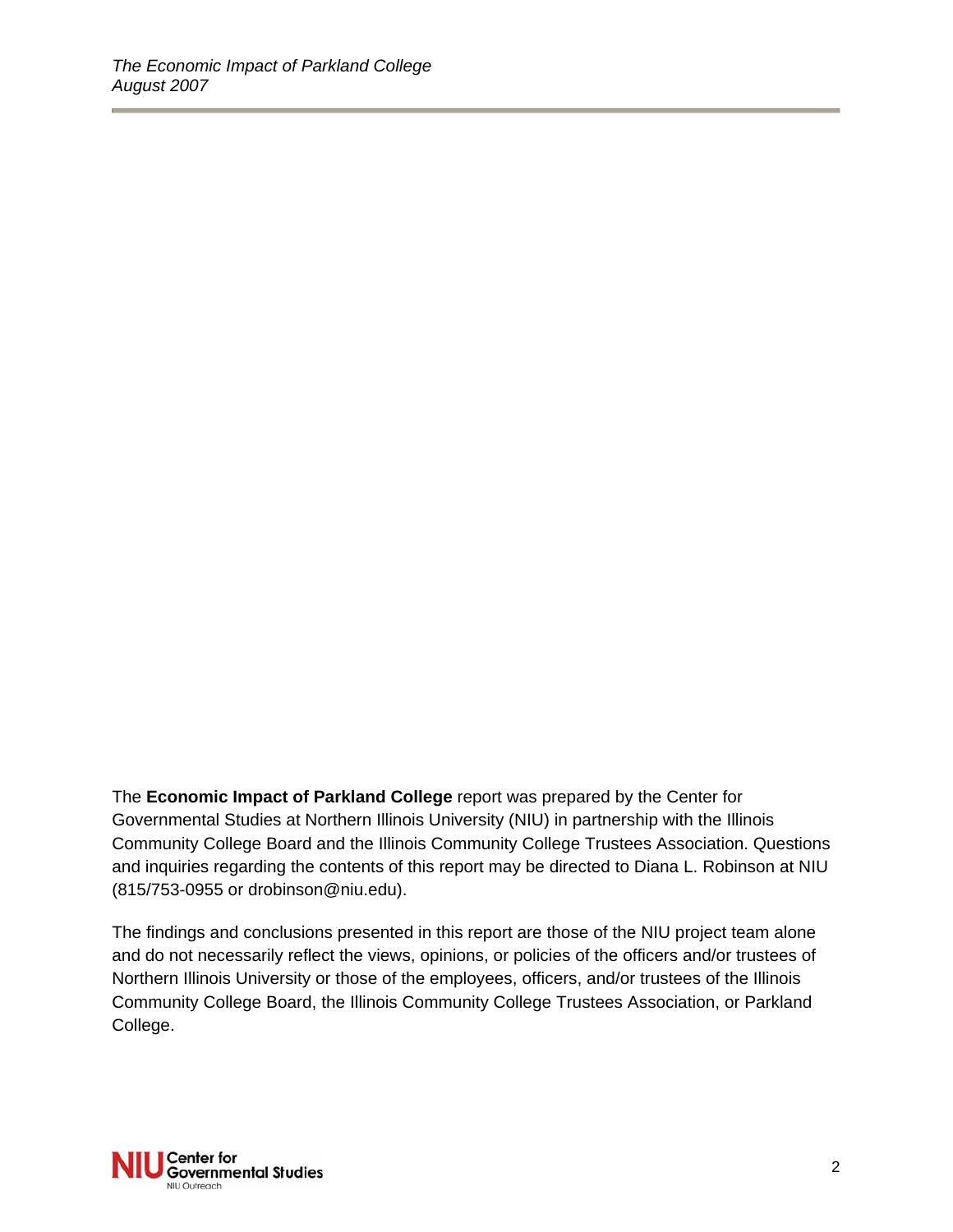The **Economic Impact of Parkland College** report was prepared by the Center for Governmental Studies at Northern Illinois University (NIU) in partnership with the Illinois Community College Board and the Illinois Community College Trustees Association. Questions and inquiries regarding the contents of this report may be directed to Diana L. Robinson at NIU (815/753-0955 or drobinson@niu.edu).

The findings and conclusions presented in this report are those of the NIU project team alone and do not necessarily reflect the views, opinions, or policies of the officers and/or trustees of Northern Illinois University or those of the employees, officers, and/or trustees of the Illinois Community College Board, the Illinois Community College Trustees Association, or Parkland College.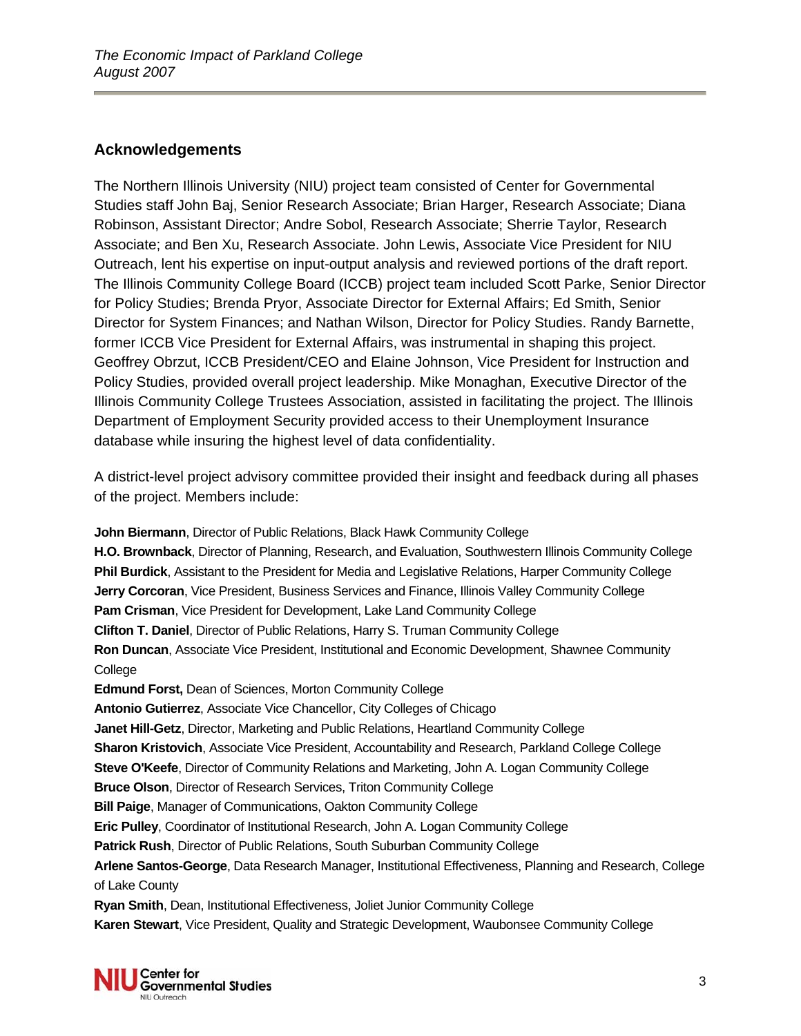## Acknowledgements

The Northern Illinois University (NIU) project team consisted of Center for Governmental Studies staff John Baj, Senior Research Associate; Brian Harger, Research Associate; Diana Robinson, Assistant Director; Andre Sobol, Research Associate; Sherrie Taylor, Research Associate; and Ben Xu, Research Associate. John Lewis, Associate Vice President for NIU Outreach, lent his expertise on input-output analysis and reviewed portions of the draft report. The Illinois Community College Board (ICCB) project team included Scott Parke, Senior Director for Policy Studies; Brenda Pryor, Associate Director for External Affairs; Ed Smith, Senior Director for System Finances; and Nathan Wilson, Director for Policy Studies. Randy Barnette, former ICCB Vice President for External Affairs, was instrumental in shaping this project. Geoffrey Obrzut, ICCB President/CEO and Elaine Johnson, Vice President for Instruction and Policy Studies, provided overall project leadership. Mike Monaghan, Executive Director of the Illinois Community College Trustees Association, assisted in facilitating the project. The Illinois Department of Employment Security provided access to their Unemployment Insurance database while insuring the highest level of data confidentiality.

A district-level project advisory committee provided their insight and feedback during all phases of the project. Members include:

**John Biermann**, Director of Public Relations, Black Hawk Community College
**H.O. Brownback**, Director of Planning, Research, and Evaluation, Southwestern Illinois Community College
**Phil Burdick**, Assistant to the President for Media and Legislative Relations, Harper Community College
**Jerry Corcoran**, Vice President, Business Services and Finance, Illinois Valley Community College
**Pam Crisman**, Vice President for Development, Lake Land Community College
**Clifton T. Daniel**, Director of Public Relations, Harry S. Truman Community College
**Ron Duncan**, Associate Vice President, Institutional and Economic Development, Shawnee Community College
**Edmund Forst,** Dean of Sciences, Morton Community College
**Antonio Gutierrez**, Associate Vice Chancellor, City Colleges of Chicago
**Janet Hill-Getz**, Director, Marketing and Public Relations, Heartland Community College
**Sharon Kristovich**, Associate Vice President, Accountability and Research, Parkland College College
**Steve O'Keefe**, Director of Community Relations and Marketing, John A. Logan Community College
**Bruce Olson**, Director of Research Services, Triton Community College
**Bill Paige**, Manager of Communications, Oakton Community College
**Eric Pulley**, Coordinator of Institutional Research, John A. Logan Community College
**Patrick Rush**, Director of Public Relations, South Suburban Community College
**Arlene Santos-George**, Data Research Manager, Institutional Effectiveness, Planning and Research, College of Lake County
**Ryan Smith**, Dean, Institutional Effectiveness, Joliet Junior Community College
**Karen Stewart**, Vice President, Quality and Strategic Development, Waubonsee Community College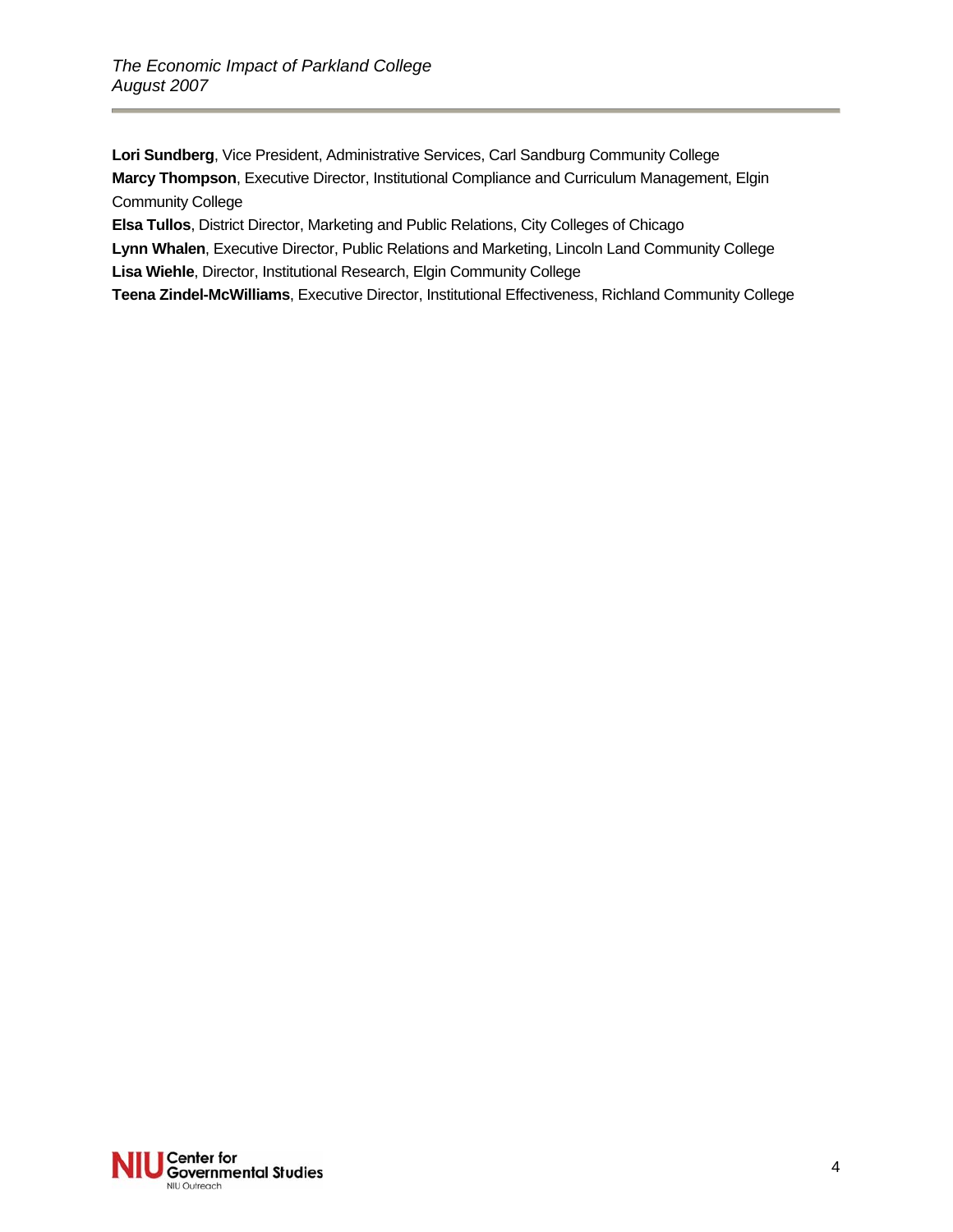**Lori Sundberg**, Vice President, Administrative Services, Carl Sandburg Community College
**Marcy Thompson**, Executive Director, Institutional Compliance and Curriculum Management, Elgin Community College
**Elsa Tullos**, District Director, Marketing and Public Relations, City Colleges of Chicago
**Lynn Whalen**, Executive Director, Public Relations and Marketing, Lincoln Land Community College
**Lisa Wiehle**, Director, Institutional Research, Elgin Community College
**Teena Zindel-McWilliams**, Executive Director, Institutional Effectiveness, Richland Community College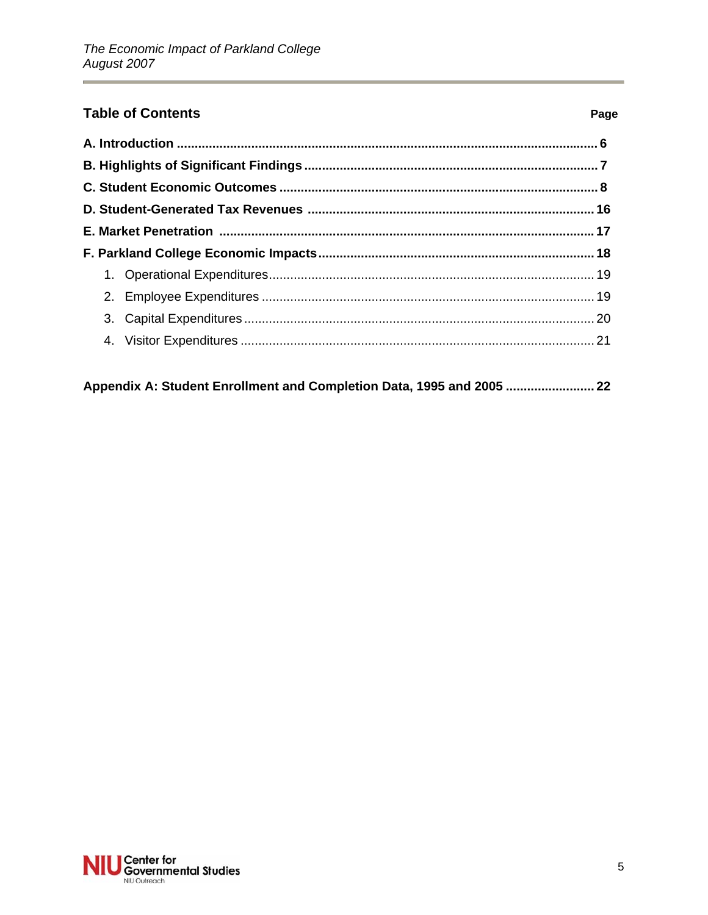## Table of Contents

| | Page |
|---|---|
| **A. Introduction** | **6** |
| **B. Highlights of Significant Findings** | **7** |
| **C. Student Economic Outcomes** | **8** |
| **D. Student-Generated Tax Revenues** | **16** |
| **E. Market Penetration** | **17** |
| **F. Parkland College Economic Impacts** | **18** |
| 1. Operational Expenditures | 19 |
| 2. Employee Expenditures | 19 |
| 3. Capital Expenditures | 20 |
| 4. Visitor Expenditures | 21 |
| **Appendix A: Student Enrollment and Completion Data, 1995 and 2005** | **22** |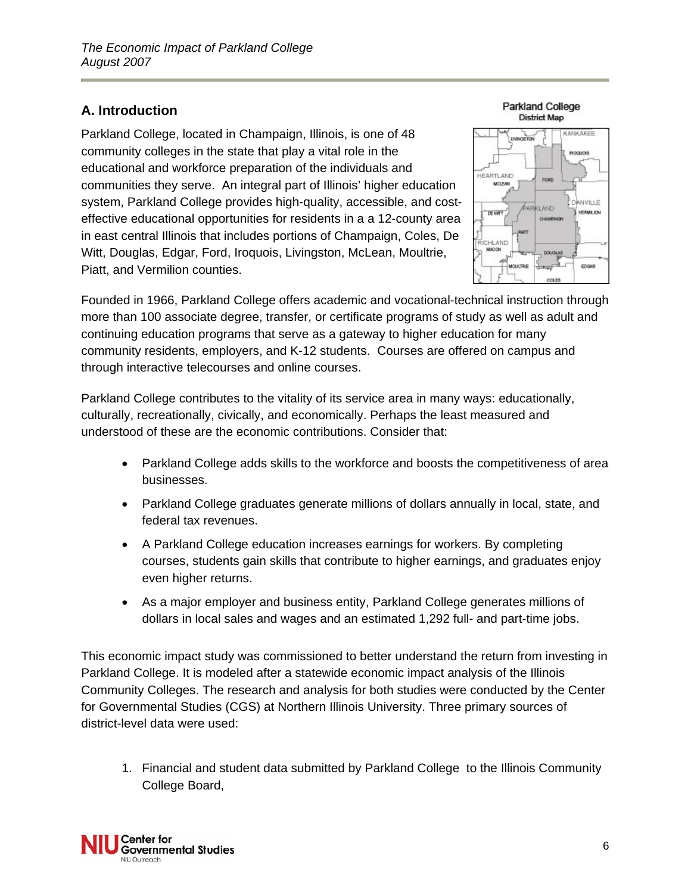## A. Introduction

Parkland College, located in Champaign, Illinois, is one of 48 community colleges in the state that play a vital role in the educational and workforce preparation of the individuals and communities they serve. An integral part of Illinois' higher education system, Parkland College provides high-quality, accessible, and cost-effective educational opportunities for residents in a a 12-county area in east central Illinois that includes portions of Champaign, Coles, De Witt, Douglas, Edgar, Ford, Iroquois, Livingston, McLean, Moultrie, Piatt, and Vermilion counties.

Founded in 1966, Parkland College offers academic and vocational-technical instruction through more than 100 associate degree, transfer, or certificate programs of study as well as adult and continuing education programs that serve as a gateway to higher education for many community residents, employers, and K-12 students. Courses are offered on campus and through interactive telecourses and online courses.

Parkland College contributes to the vitality of its service area in many ways: educationally, culturally, recreationally, civically, and economically. Perhaps the least measured and understood of these are the economic contributions. Consider that:

- Parkland College adds skills to the workforce and boosts the competitiveness of area businesses.
- Parkland College graduates generate millions of dollars annually in local, state, and federal tax revenues.
- A Parkland College education increases earnings for workers. By completing courses, students gain skills that contribute to higher earnings, and graduates enjoy even higher returns.
- As a major employer and business entity, Parkland College generates millions of dollars in local sales and wages and an estimated 1,292 full- and part-time jobs.

This economic impact study was commissioned to better understand the return from investing in Parkland College. It is modeled after a statewide economic impact analysis of the Illinois Community Colleges. The research and analysis for both studies were conducted by the Center for Governmental Studies (CGS) at Northern Illinois University. Three primary sources of district-level data were used:

1. Financial and student data submitted by Parkland College to the Illinois Community College Board,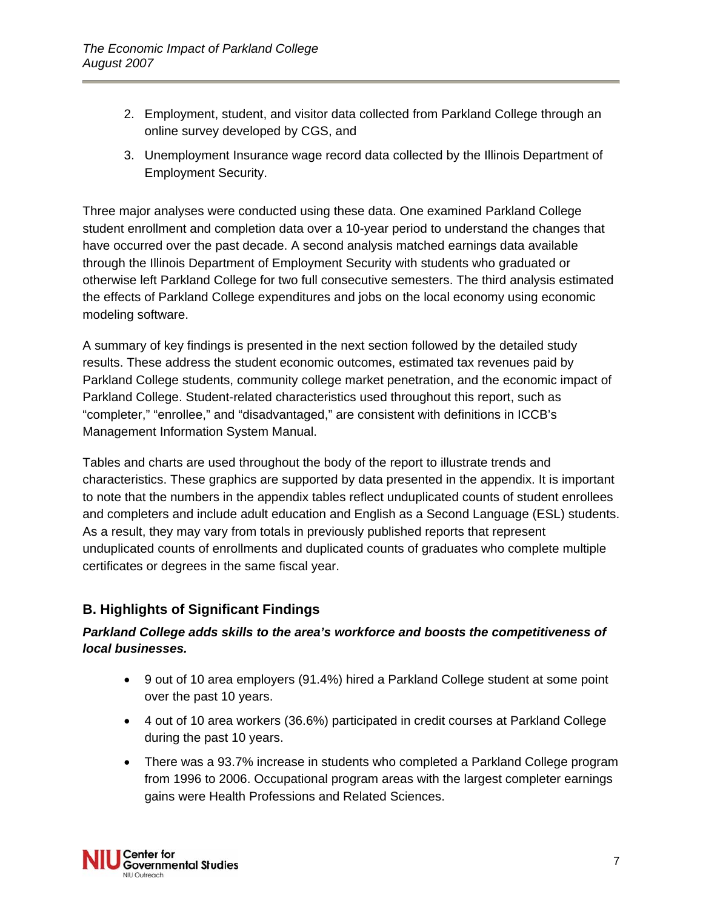2. Employment, student, and visitor data collected from Parkland College through an online survey developed by CGS, and
3. Unemployment Insurance wage record data collected by the Illinois Department of Employment Security.

Three major analyses were conducted using these data. One examined Parkland College student enrollment and completion data over a 10-year period to understand the changes that have occurred over the past decade. A second analysis matched earnings data available through the Illinois Department of Employment Security with students who graduated or otherwise left Parkland College for two full consecutive semesters. The third analysis estimated the effects of Parkland College expenditures and jobs on the local economy using economic modeling software.

A summary of key findings is presented in the next section followed by the detailed study results. These address the student economic outcomes, estimated tax revenues paid by Parkland College students, community college market penetration, and the economic impact of Parkland College. Student-related characteristics used throughout this report, such as "completer," "enrollee," and "disadvantaged," are consistent with definitions in ICCB's Management Information System Manual.

Tables and charts are used throughout the body of the report to illustrate trends and characteristics. These graphics are supported by data presented in the appendix. It is important to note that the numbers in the appendix tables reflect unduplicated counts of student enrollees and completers and include adult education and English as a Second Language (ESL) students. As a result, they may vary from totals in previously published reports that represent unduplicated counts of enrollments and duplicated counts of graduates who complete multiple certificates or degrees in the same fiscal year.

## B. Highlights of Significant Findings

***Parkland College adds skills to the area's workforce and boosts the competitiveness of local businesses.***

- 9 out of 10 area employers (91.4%) hired a Parkland College student at some point over the past 10 years.
- 4 out of 10 area workers (36.6%) participated in credit courses at Parkland College during the past 10 years.
- There was a 93.7% increase in students who completed a Parkland College program from 1996 to 2006. Occupational program areas with the largest completer earnings gains were Health Professions and Related Sciences.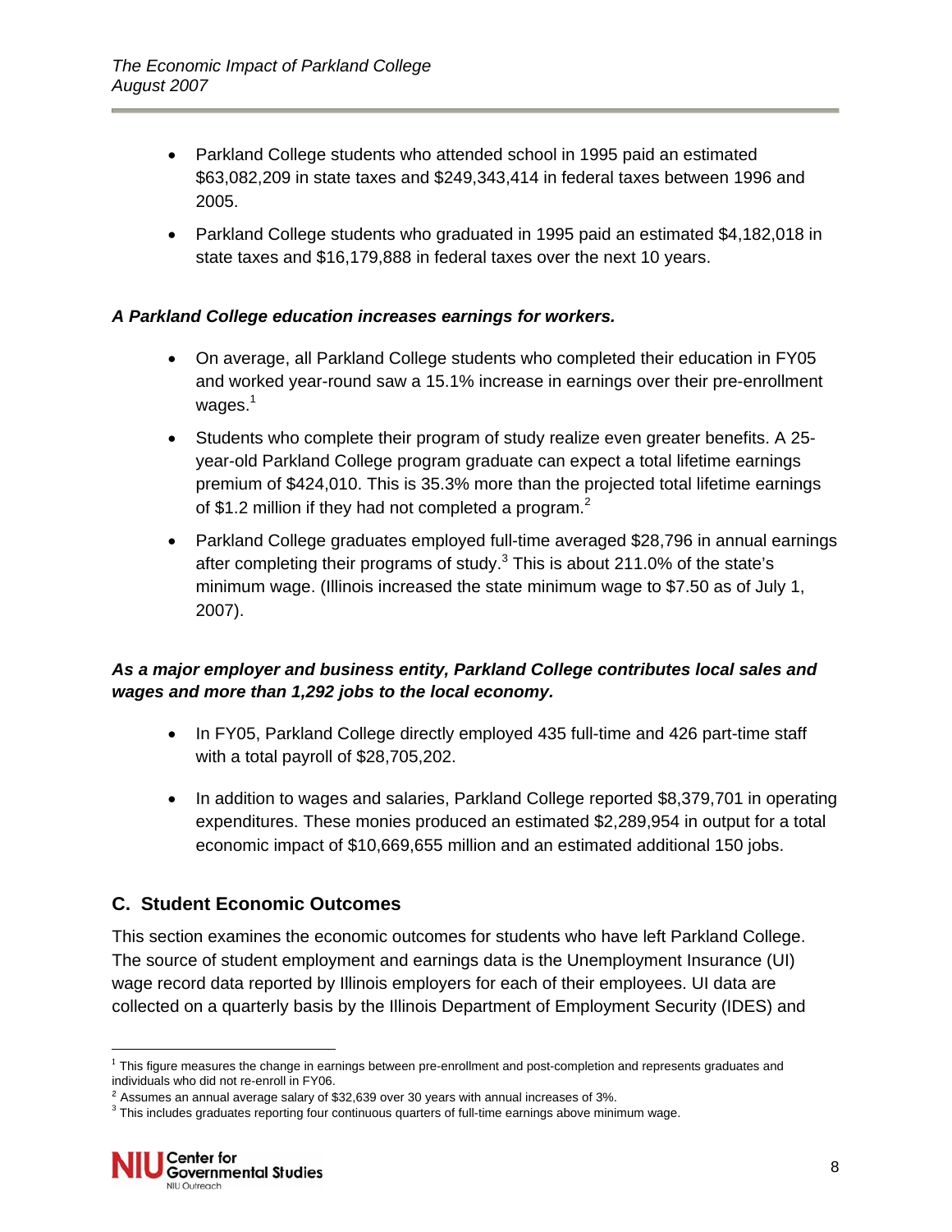- Parkland College students who attended school in 1995 paid an estimated $63,082,209 in state taxes and $249,343,414 in federal taxes between 1996 and 2005.
- Parkland College students who graduated in 1995 paid an estimated $4,182,018 in state taxes and $16,179,888 in federal taxes over the next 10 years.

***A Parkland College education increases earnings for workers.***

- On average, all Parkland College students who completed their education in FY05 and worked year-round saw a 15.1% increase in earnings over their pre-enrollment wages.[1]
- Students who complete their program of study realize even greater benefits. A 25-year-old Parkland College program graduate can expect a total lifetime earnings premium of $424,010. This is 35.3% more than the projected total lifetime earnings of $1.2 million if they had not completed a program.[2]
- Parkland College graduates employed full-time averaged $28,796 in annual earnings after completing their programs of study.[3] This is about 211.0% of the state's minimum wage. (Illinois increased the state minimum wage to $7.50 as of July 1, 2007).

***As a major employer and business entity, Parkland College contributes local sales and wages and more than 1,292 jobs to the local economy.***

- In FY05, Parkland College directly employed 435 full-time and 426 part-time staff with a total payroll of $28,705,202.
- In addition to wages and salaries, Parkland College reported $8,379,701 in operating expenditures. These monies produced an estimated $2,289,954 in output for a total economic impact of $10,669,655 million and an estimated additional 150 jobs.

## C. Student Economic Outcomes

This section examines the economic outcomes for students who have left Parkland College. The source of student employment and earnings data is the Unemployment Insurance (UI) wage record data reported by Illinois employers for each of their employees. UI data are collected on a quarterly basis by the Illinois Department of Employment Security (IDES) and

---

[1] This figure measures the change in earnings between pre-enrollment and post-completion and represents graduates and individuals who did not re-enroll in FY06.

[2] Assumes an annual average salary of $32,639 over 30 years with annual increases of 3%.

[3] This includes graduates reporting four continuous quarters of full-time earnings above minimum wage.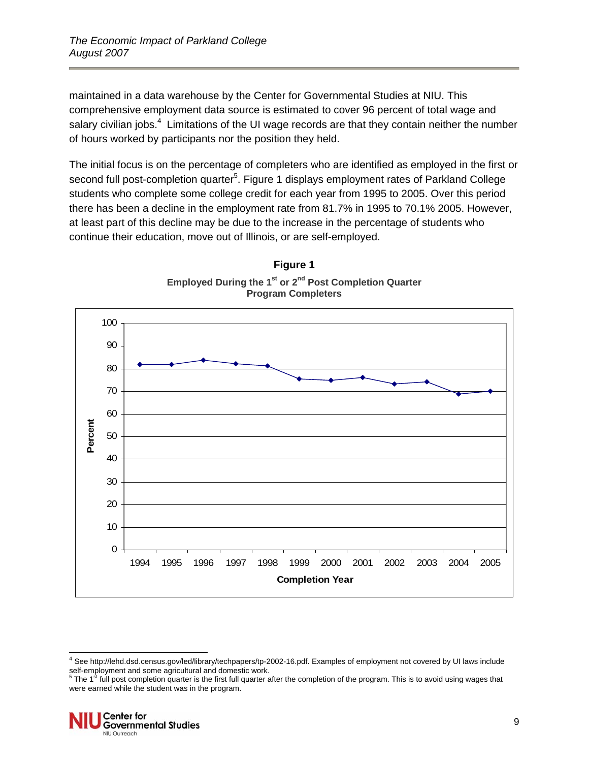maintained in a data warehouse by the Center for Governmental Studies at NIU. This comprehensive employment data source is estimated to cover 96 percent of total wage and salary civilian jobs.[4] Limitations of the UI wage records are that they contain neither the number of hours worked by participants nor the position they held.

The initial focus is on the percentage of completers who are identified as employed in the first or second full post-completion quarter[5]. Figure 1 displays employment rates of Parkland College students who complete some college credit for each year from 1995 to 2005. Over this period there has been a decline in the employment rate from 81.7% in 1995 to 70.1% 2005. However, at least part of this decline may be due to the increase in the percentage of students who continue their education, move out of Illinois, or are self-employed.

**Figure 1**

**Employed During the 1st or 2nd Post Completion Quarter**
**Program Completers**

---

[4] See http://lehd.dsd.census.gov/led/library/techpapers/tp-2002-16.pdf. Examples of employment not covered by UI laws include self-employment and some agricultural and domestic work.

[5] The 1st full post completion quarter is the first full quarter after the completion of the program. This is to avoid using wages that were earned while the student was in the program.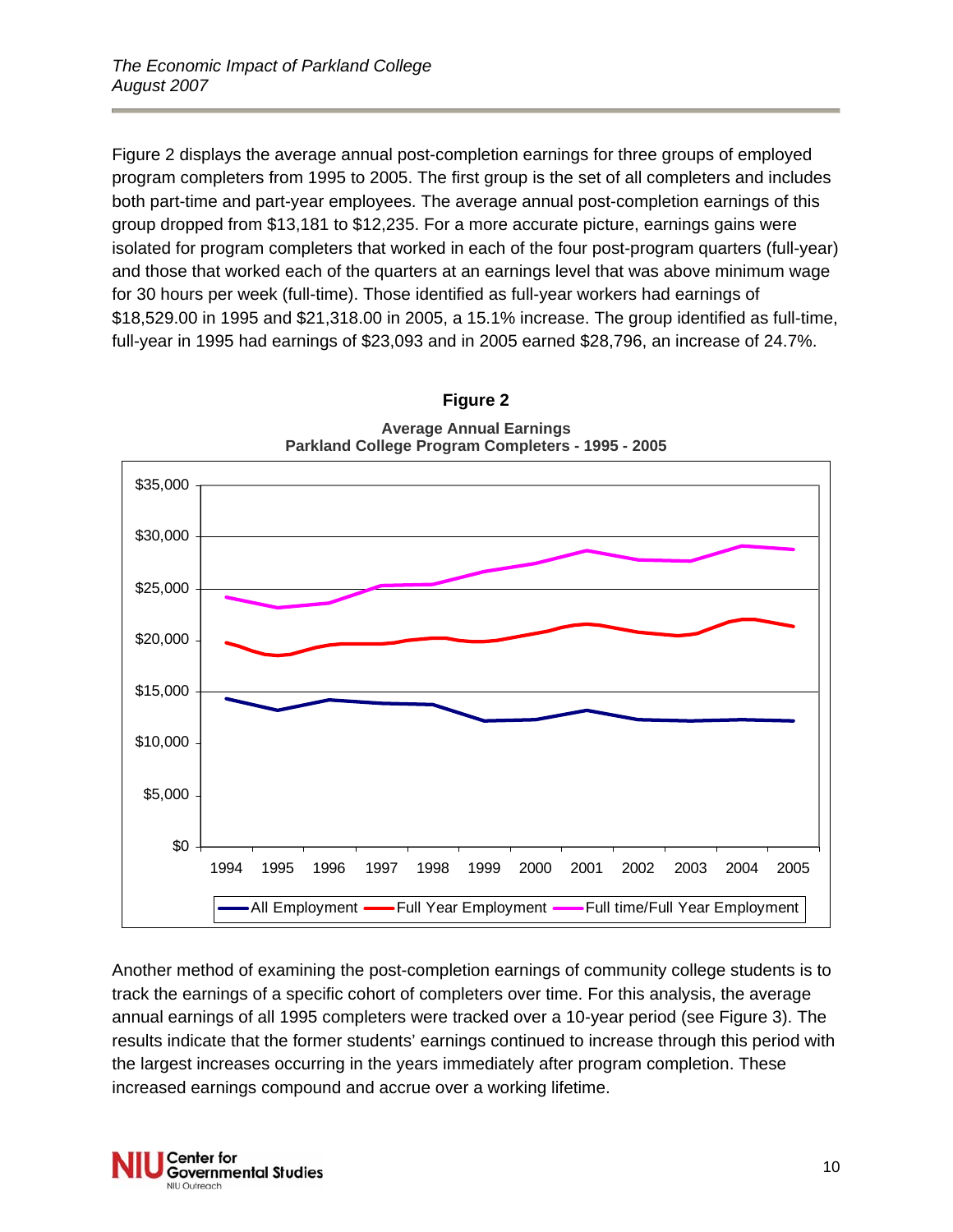Figure 2 displays the average annual post-completion earnings for three groups of employed program completers from 1995 to 2005. The first group is the set of all completers and includes both part-time and part-year employees. The average annual post-completion earnings of this group dropped from $13,181 to $12,235. For a more accurate picture, earnings gains were isolated for program completers that worked in each of the four post-program quarters (full-year) and those that worked each of the quarters at an earnings level that was above minimum wage for 30 hours per week (full-time). Those identified as full-year workers had earnings of $18,529.00 in 1995 and $21,318.00 in 2005, a 15.1% increase. The group identified as full-time, full-year in 1995 had earnings of $23,093 and in 2005 earned $28,796, an increase of 24.7%.

**Figure 2**

**Average Annual Earnings**
**Parkland College Program Completers - 1995 - 2005**

Another method of examining the post-completion earnings of community college students is to track the earnings of a specific cohort of completers over time. For this analysis, the average annual earnings of all 1995 completers were tracked over a 10-year period (see Figure 3). The results indicate that the former students' earnings continued to increase through this period with the largest increases occurring in the years immediately after program completion. These increased earnings compound and accrue over a working lifetime.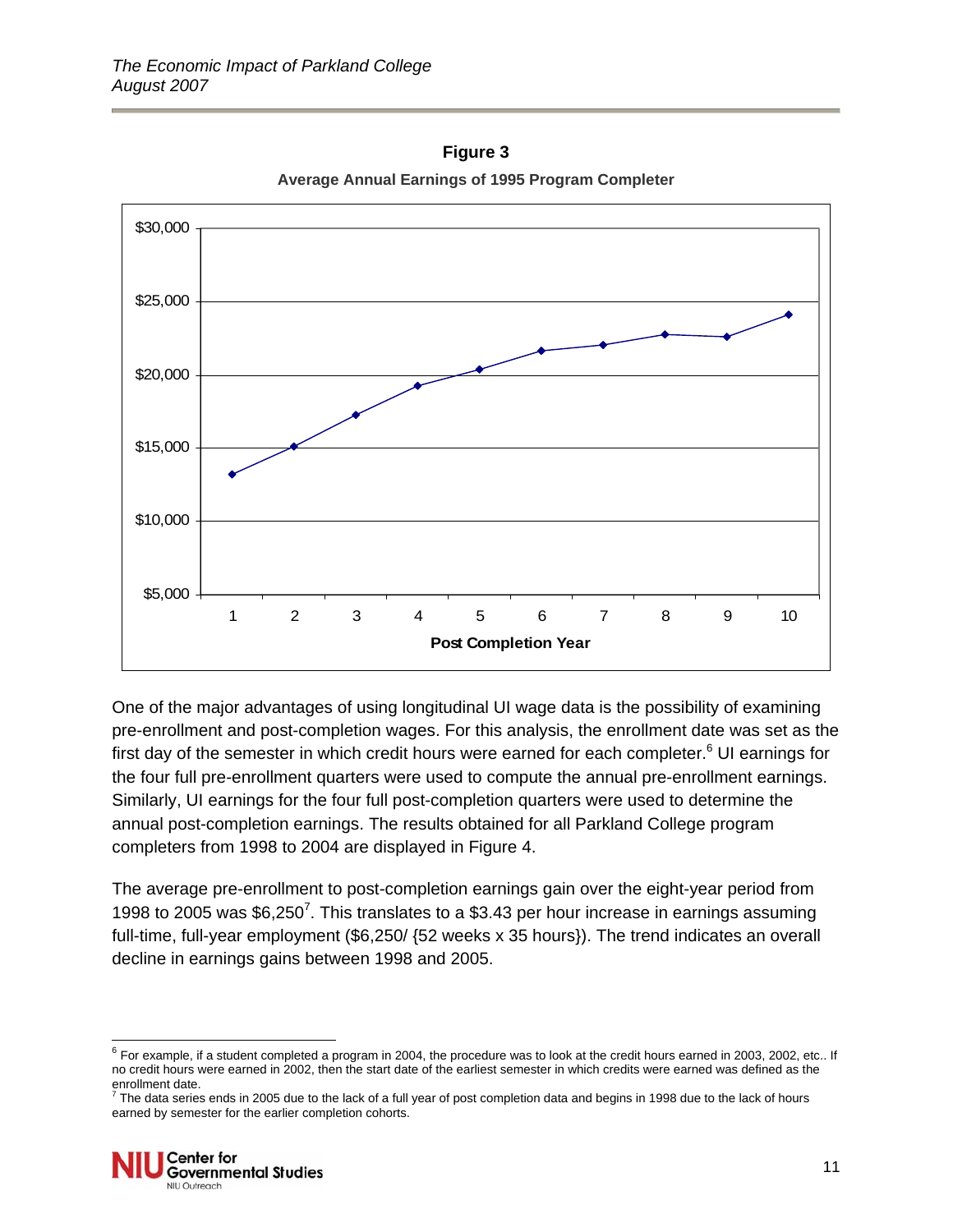**Figure 3**

**Average Annual Earnings of 1995 Program Completer**

One of the major advantages of using longitudinal UI wage data is the possibility of examining pre-enrollment and post-completion wages. For this analysis, the enrollment date was set as the first day of the semester in which credit hours were earned for each completer.[6] UI earnings for the four full pre-enrollment quarters were used to compute the annual pre-enrollment earnings. Similarly, UI earnings for the four full post-completion quarters were used to determine the annual post-completion earnings. The results obtained for all Parkland College program completers from 1998 to 2004 are displayed in Figure 4.

The average pre-enrollment to post-completion earnings gain over the eight-year period from 1998 to 2005 was $6,250[7]. This translates to a $3.43 per hour increase in earnings assuming full-time, full-year employment ($6,250/ {52 weeks x 35 hours}). The trend indicates an overall decline in earnings gains between 1998 and 2005.

---

[6] For example, if a student completed a program in 2004, the procedure was to look at the credit hours earned in 2003, 2002, etc.. If no credit hours were earned in 2002, then the start date of the earliest semester in which credits were earned was defined as the enrollment date.

[7] The data series ends in 2005 due to the lack of a full year of post completion data and begins in 1998 due to the lack of hours earned by semester for the earlier completion cohorts.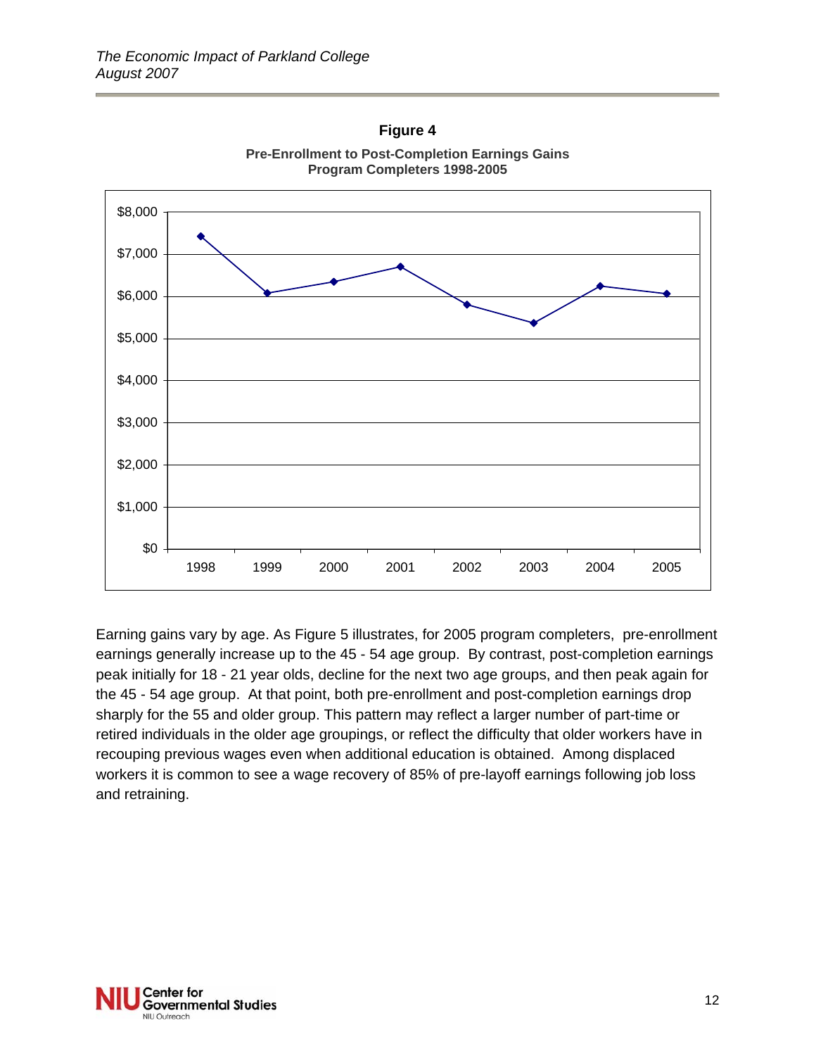**Figure 4**

**Pre-Enrollment to Post-Completion Earnings Gains**
**Program Completers 1998-2005**

Earning gains vary by age. As Figure 5 illustrates, for 2005 program completers, pre-enrollment earnings generally increase up to the 45 - 54 age group. By contrast, post-completion earnings peak initially for 18 - 21 year olds, decline for the next two age groups, and then peak again for the 45 - 54 age group. At that point, both pre-enrollment and post-completion earnings drop sharply for the 55 and older group. This pattern may reflect a larger number of part-time or retired individuals in the older age groupings, or reflect the difficulty that older workers have in recouping previous wages even when additional education is obtained. Among displaced workers it is common to see a wage recovery of 85% of pre-layoff earnings following job loss and retraining.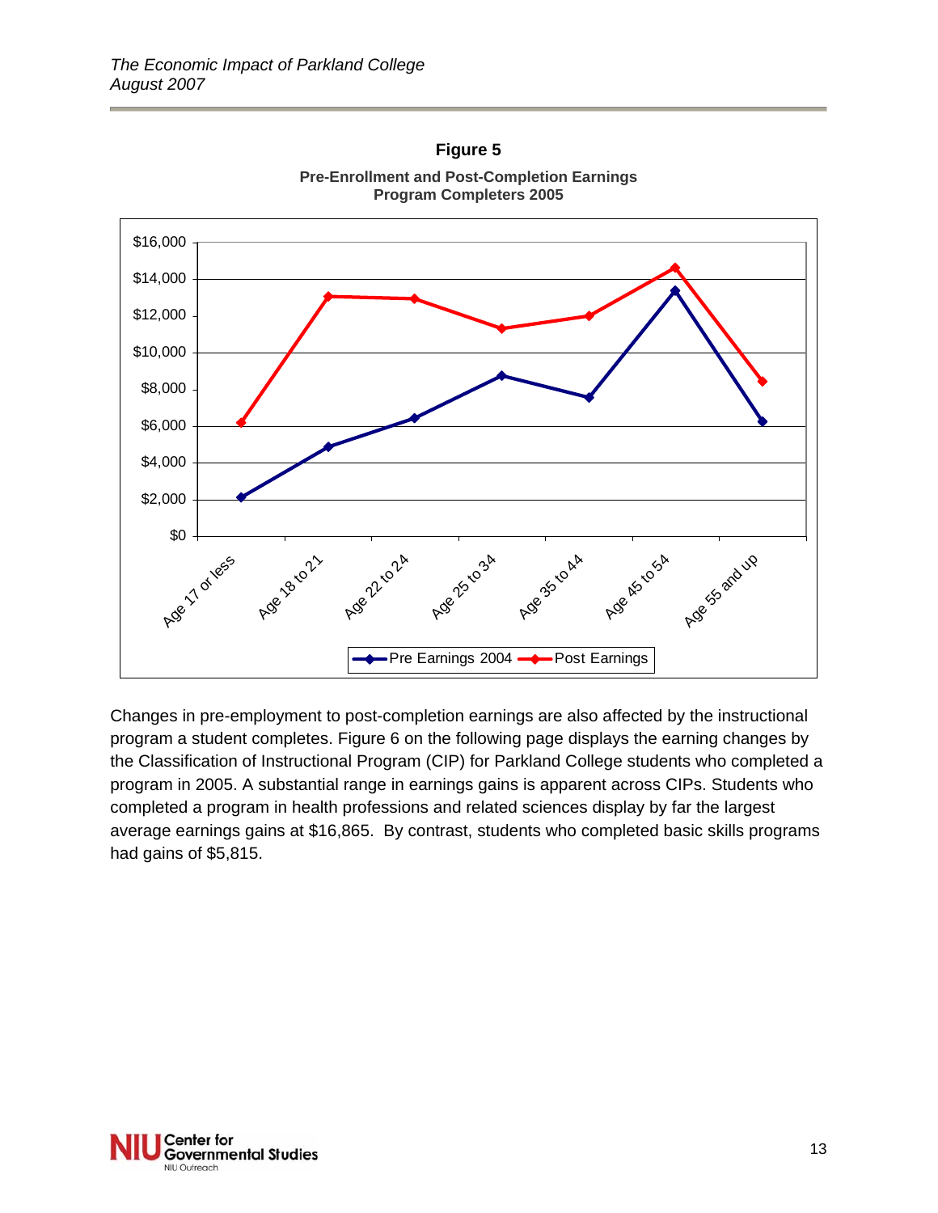**Figure 5**

**Pre-Enrollment and Post-Completion Earnings Program Completers 2005**

Changes in pre-employment to post-completion earnings are also affected by the instructional program a student completes. Figure 6 on the following page displays the earning changes by the Classification of Instructional Program (CIP) for Parkland College students who completed a program in 2005. A substantial range in earnings gains is apparent across CIPs. Students who completed a program in health professions and related sciences display by far the largest average earnings gains at $16,865. By contrast, students who completed basic skills programs had gains of $5,815.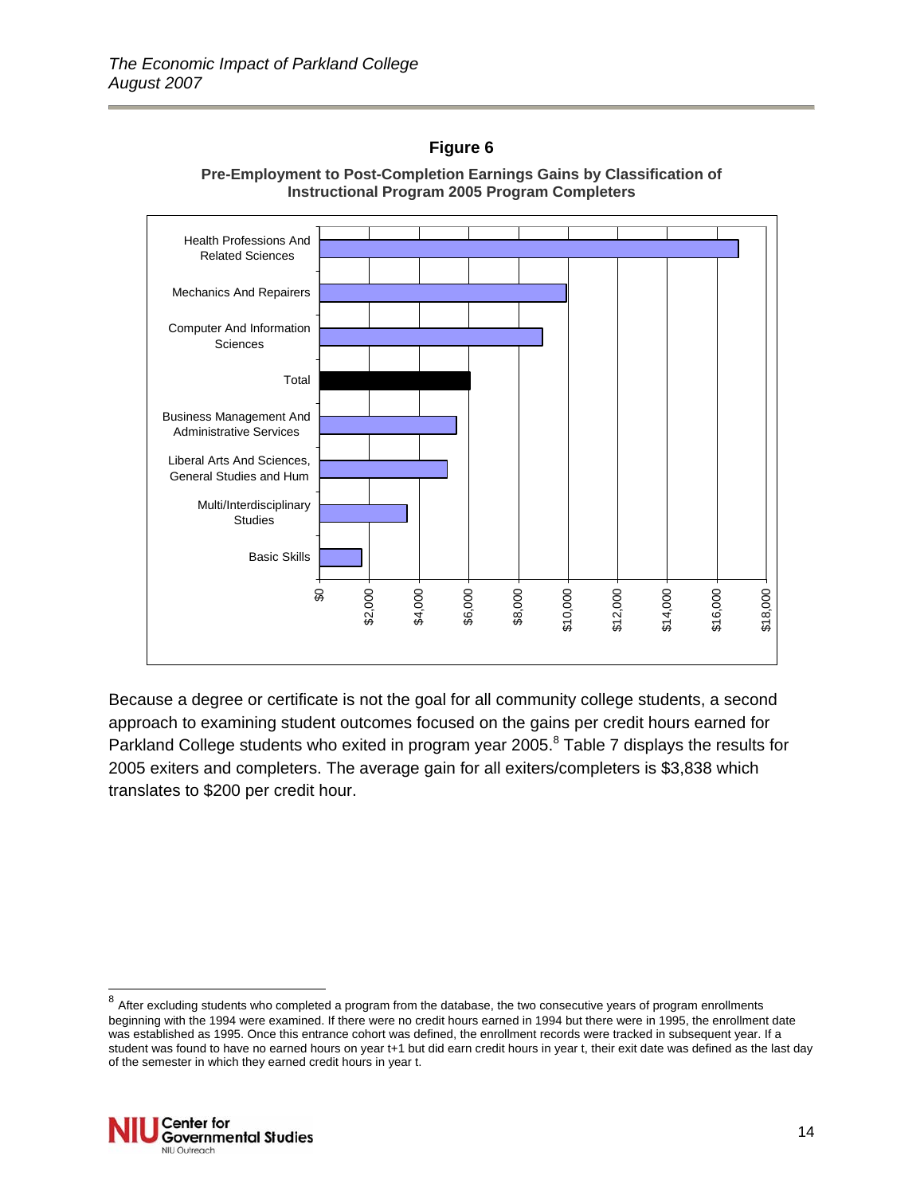**Figure 6**

**Pre-Employment to Post-Completion Earnings Gains by Classification of Instructional Program 2005 Program Completers**

Because a degree or certificate is not the goal for all community college students, a second approach to examining student outcomes focused on the gains per credit hours earned for Parkland College students who exited in program year 2005.[8] Table 7 displays the results for 2005 exiters and completers. The average gain for all exiters/completers is $3,838 which translates to $200 per credit hour.

[8] After excluding students who completed a program from the database, the two consecutive years of program enrollments beginning with the 1994 were examined. If there were no credit hours earned in 1994 but there were in 1995, the enrollment date was established as 1995. Once this entrance cohort was defined, the enrollment records were tracked in subsequent year. If a student was found to have no earned hours on year t+1 but did earn credit hours in year t, their exit date was defined as the last day of the semester in which they earned credit hours in year t.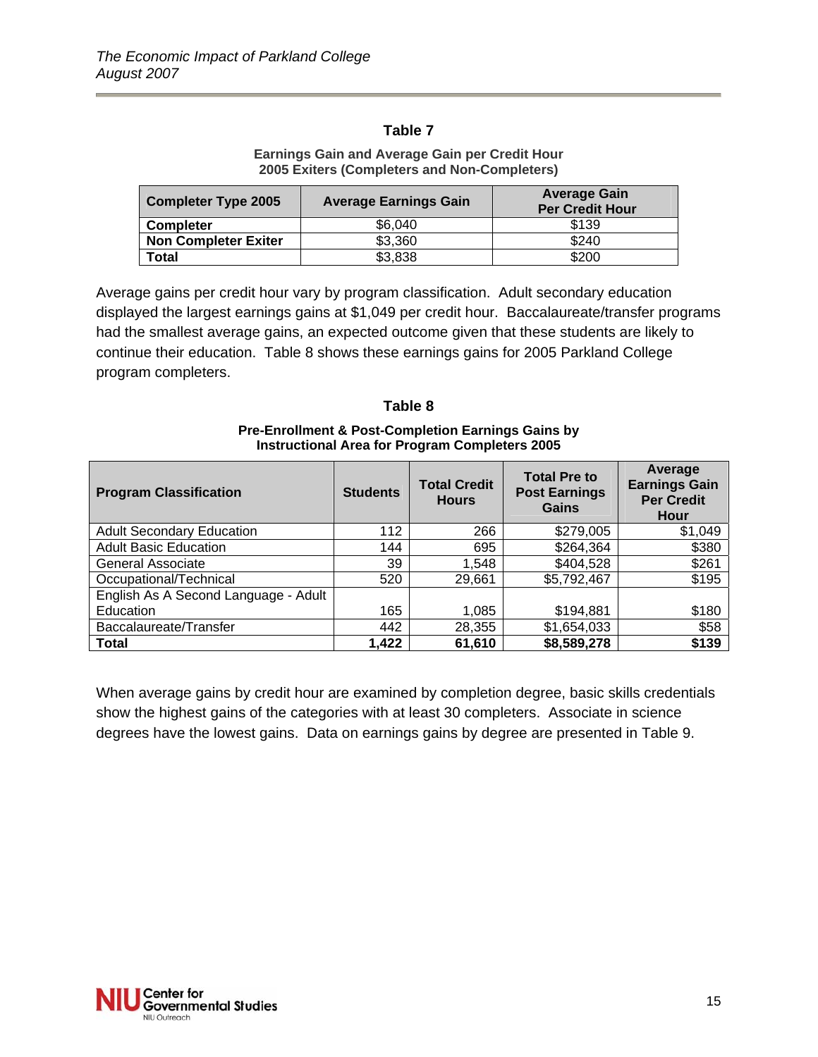### Table 7

**Earnings Gain and Average Gain per Credit Hour**
**2005 Exiters (Completers and Non-Completers)**

| Completer Type 2005 | Average Earnings Gain | Average Gain Per Credit Hour |
|---|---|---|
| **Completer** | $6,040 | $139 |
| **Non Completer Exiter** | $3,360 | $240 |
| **Total** | $3,838 | $200 |

Average gains per credit hour vary by program classification. Adult secondary education displayed the largest earnings gains at $1,049 per credit hour. Baccalaureate/transfer programs had the smallest average gains, an expected outcome given that these students are likely to continue their education. Table 8 shows these earnings gains for 2005 Parkland College program completers.

### Table 8

**Pre-Enrollment & Post-Completion Earnings Gains by Instructional Area for Program Completers 2005**

| Program Classification | Students | Total Credit Hours | Total Pre to Post Earnings Gains | Average Earnings Gain Per Credit Hour |
|---|---|---|---|---|
| Adult Secondary Education | 112 | 266 | $279,005 | $1,049 |
| Adult Basic Education | 144 | 695 | $264,364 | $380 |
| General Associate | 39 | 1,548 | $404,528 | $261 |
| Occupational/Technical | 520 | 29,661 | $5,792,467 | $195 |
| English As A Second Language - Adult Education | 165 | 1,085 | $194,881 | $180 |
| Baccalaureate/Transfer | 442 | 28,355 | $1,654,033 | $58 |
| **Total** | **1,422** | **61,610** | **$8,589,278** | **$139** |

When average gains by credit hour are examined by completion degree, basic skills credentials show the highest gains of the categories with at least 30 completers. Associate in science degrees have the lowest gains. Data on earnings gains by degree are presented in Table 9.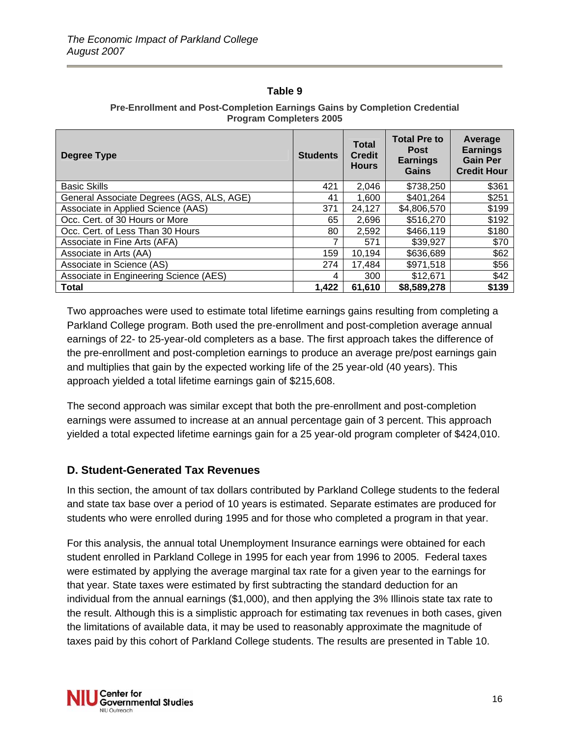**Table 9**

**Pre-Enrollment and Post-Completion Earnings Gains by Completion Credential Program Completers 2005**

| Degree Type | Students | Total Credit Hours | Total Pre to Post Earnings Gains | Average Earnings Gain Per Credit Hour |
|---|---|---|---|---|
| Basic Skills | 421 | 2,046 | $738,250 | $361 |
| General Associate Degrees (AGS, ALS, AGE) | 41 | 1,600 | $401,264 | $251 |
| Associate in Applied Science (AAS) | 371 | 24,127 | $4,806,570 | $199 |
| Occ. Cert. of 30 Hours or More | 65 | 2,696 | $516,270 | $192 |
| Occ. Cert. of Less Than 30 Hours | 80 | 2,592 | $466,119 | $180 |
| Associate in Fine Arts (AFA) | 7 | 571 | $39,927 | $70 |
| Associate in Arts (AA) | 159 | 10,194 | $636,689 | $62 |
| Associate in Science (AS) | 274 | 17,484 | $971,518 | $56 |
| Associate in Engineering Science (AES) | 4 | 300 | $12,671 | $42 |
| **Total** | **1,422** | **61,610** | **$8,589,278** | **$139** |

Two approaches were used to estimate total lifetime earnings gains resulting from completing a Parkland College program. Both used the pre-enrollment and post-completion average annual earnings of 22- to 25-year-old completers as a base. The first approach takes the difference of the pre-enrollment and post-completion earnings to produce an average pre/post earnings gain and multiplies that gain by the expected working life of the 25 year-old (40 years). This approach yielded a total lifetime earnings gain of $215,608.

The second approach was similar except that both the pre-enrollment and post-completion earnings were assumed to increase at an annual percentage gain of 3 percent. This approach yielded a total expected lifetime earnings gain for a 25 year-old program completer of $424,010.

## D. Student-Generated Tax Revenues

In this section, the amount of tax dollars contributed by Parkland College students to the federal and state tax base over a period of 10 years is estimated. Separate estimates are produced for students who were enrolled during 1995 and for those who completed a program in that year.

For this analysis, the annual total Unemployment Insurance earnings were obtained for each student enrolled in Parkland College in 1995 for each year from 1996 to 2005. Federal taxes were estimated by applying the average marginal tax rate for a given year to the earnings for that year. State taxes were estimated by first subtracting the standard deduction for an individual from the annual earnings ($1,000), and then applying the 3% Illinois state tax rate to the result. Although this is a simplistic approach for estimating tax revenues in both cases, given the limitations of available data, it may be used to reasonably approximate the magnitude of taxes paid by this cohort of Parkland College students. The results are presented in Table 10.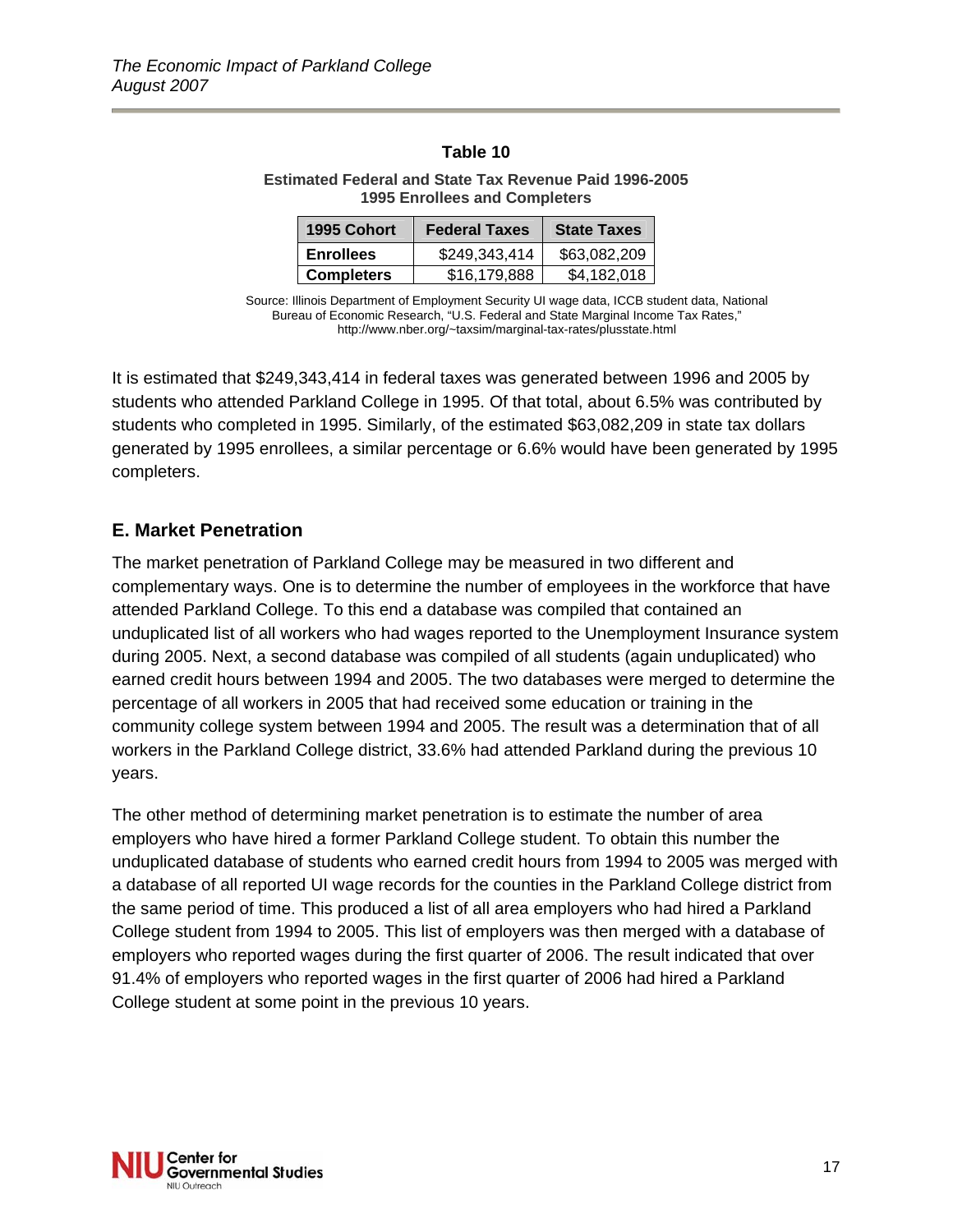**Table 10**

**Estimated Federal and State Tax Revenue Paid 1996-2005**
**1995 Enrollees and Completers**

| 1995 Cohort | Federal Taxes | State Taxes |
|---|---|---|
| **Enrollees** | $249,343,414 | $63,082,209 |
| **Completers** | $16,179,888 | $4,182,018 |

Source: Illinois Department of Employment Security UI wage data, ICCB student data, National Bureau of Economic Research, "U.S. Federal and State Marginal Income Tax Rates," http://www.nber.org/~taxsim/marginal-tax-rates/plusstate.html

It is estimated that $249,343,414 in federal taxes was generated between 1996 and 2005 by students who attended Parkland College in 1995. Of that total, about 6.5% was contributed by students who completed in 1995. Similarly, of the estimated $63,082,209 in state tax dollars generated by 1995 enrollees, a similar percentage or 6.6% would have been generated by 1995 completers.

## E. Market Penetration

The market penetration of Parkland College may be measured in two different and complementary ways. One is to determine the number of employees in the workforce that have attended Parkland College. To this end a database was compiled that contained an unduplicated list of all workers who had wages reported to the Unemployment Insurance system during 2005. Next, a second database was compiled of all students (again unduplicated) who earned credit hours between 1994 and 2005. The two databases were merged to determine the percentage of all workers in 2005 that had received some education or training in the community college system between 1994 and 2005. The result was a determination that of all workers in the Parkland College district, 33.6% had attended Parkland during the previous 10 years.

The other method of determining market penetration is to estimate the number of area employers who have hired a former Parkland College student. To obtain this number the unduplicated database of students who earned credit hours from 1994 to 2005 was merged with a database of all reported UI wage records for the counties in the Parkland College district from the same period of time. This produced a list of all area employers who had hired a Parkland College student from 1994 to 2005. This list of employers was then merged with a database of employers who reported wages during the first quarter of 2006. The result indicated that over 91.4% of employers who reported wages in the first quarter of 2006 had hired a Parkland College student at some point in the previous 10 years.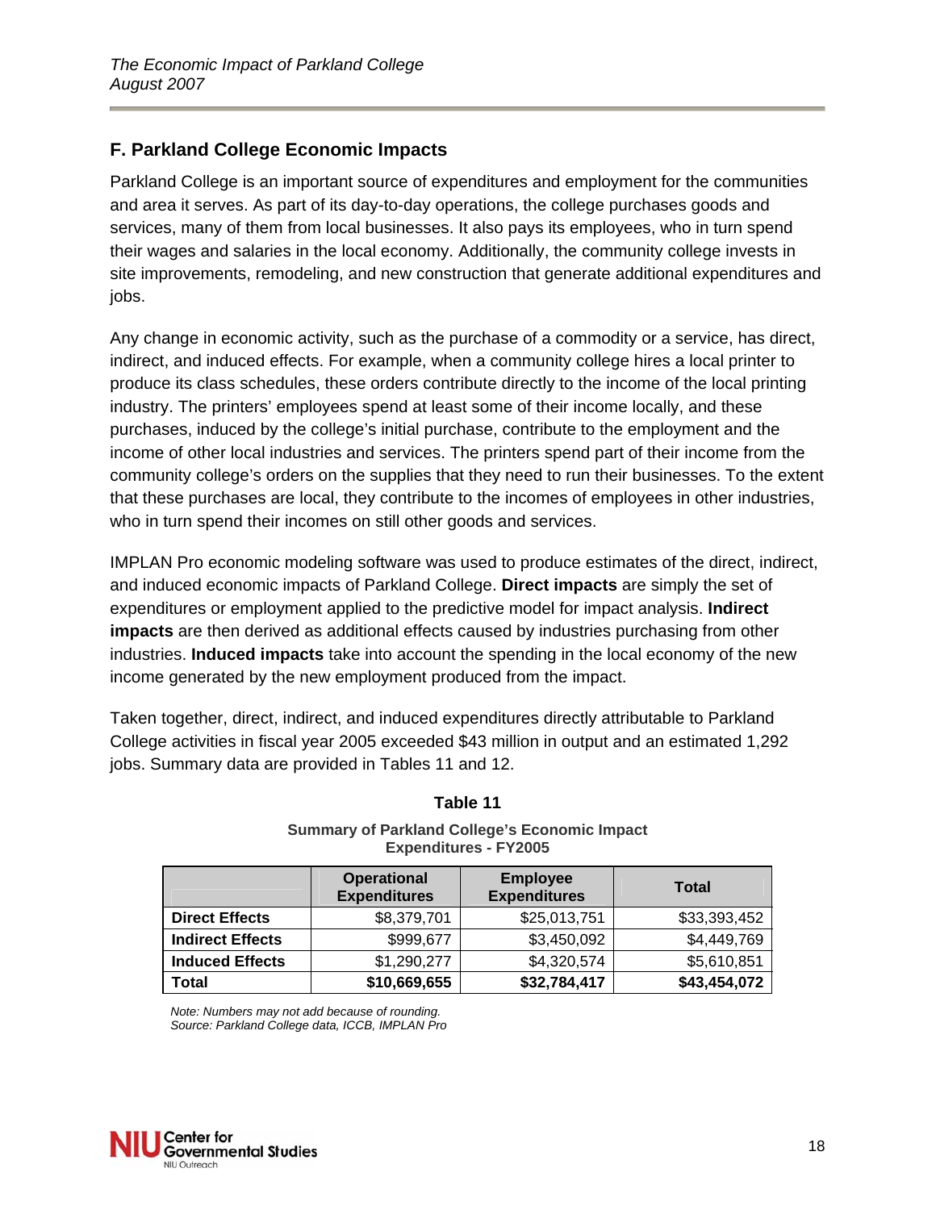## F. Parkland College Economic Impacts

Parkland College is an important source of expenditures and employment for the communities and area it serves. As part of its day-to-day operations, the college purchases goods and services, many of them from local businesses. It also pays its employees, who in turn spend their wages and salaries in the local economy. Additionally, the community college invests in site improvements, remodeling, and new construction that generate additional expenditures and jobs.

Any change in economic activity, such as the purchase of a commodity or a service, has direct, indirect, and induced effects. For example, when a community college hires a local printer to produce its class schedules, these orders contribute directly to the income of the local printing industry. The printers' employees spend at least some of their income locally, and these purchases, induced by the college's initial purchase, contribute to the employment and the income of other local industries and services. The printers spend part of their income from the community college's orders on the supplies that they need to run their businesses. To the extent that these purchases are local, they contribute to the incomes of employees in other industries, who in turn spend their incomes on still other goods and services.

IMPLAN Pro economic modeling software was used to produce estimates of the direct, indirect, and induced economic impacts of Parkland College. **Direct impacts** are simply the set of expenditures or employment applied to the predictive model for impact analysis. **Indirect impacts** are then derived as additional effects caused by industries purchasing from other industries. **Induced impacts** take into account the spending in the local economy of the new income generated by the new employment produced from the impact.

Taken together, direct, indirect, and induced expenditures directly attributable to Parkland College activities in fiscal year 2005 exceeded $43 million in output and an estimated 1,292 jobs. Summary data are provided in Tables 11 and 12.

**Table 11**

**Summary of Parkland College's Economic Impact Expenditures - FY2005**

| | Operational Expenditures | Employee Expenditures | Total |
|---|---|---|---|
| **Direct Effects** | $8,379,701 | $25,013,751 | $33,393,452 |
| **Indirect Effects** | $999,677 | $3,450,092 | $4,449,769 |
| **Induced Effects** | $1,290,277 | $4,320,574 | $5,610,851 |
| **Total** | **$10,669,655** | **$32,784,417** | **$43,454,072** |

*Note: Numbers may not add because of rounding.*
*Source: Parkland College data, ICCB, IMPLAN Pro*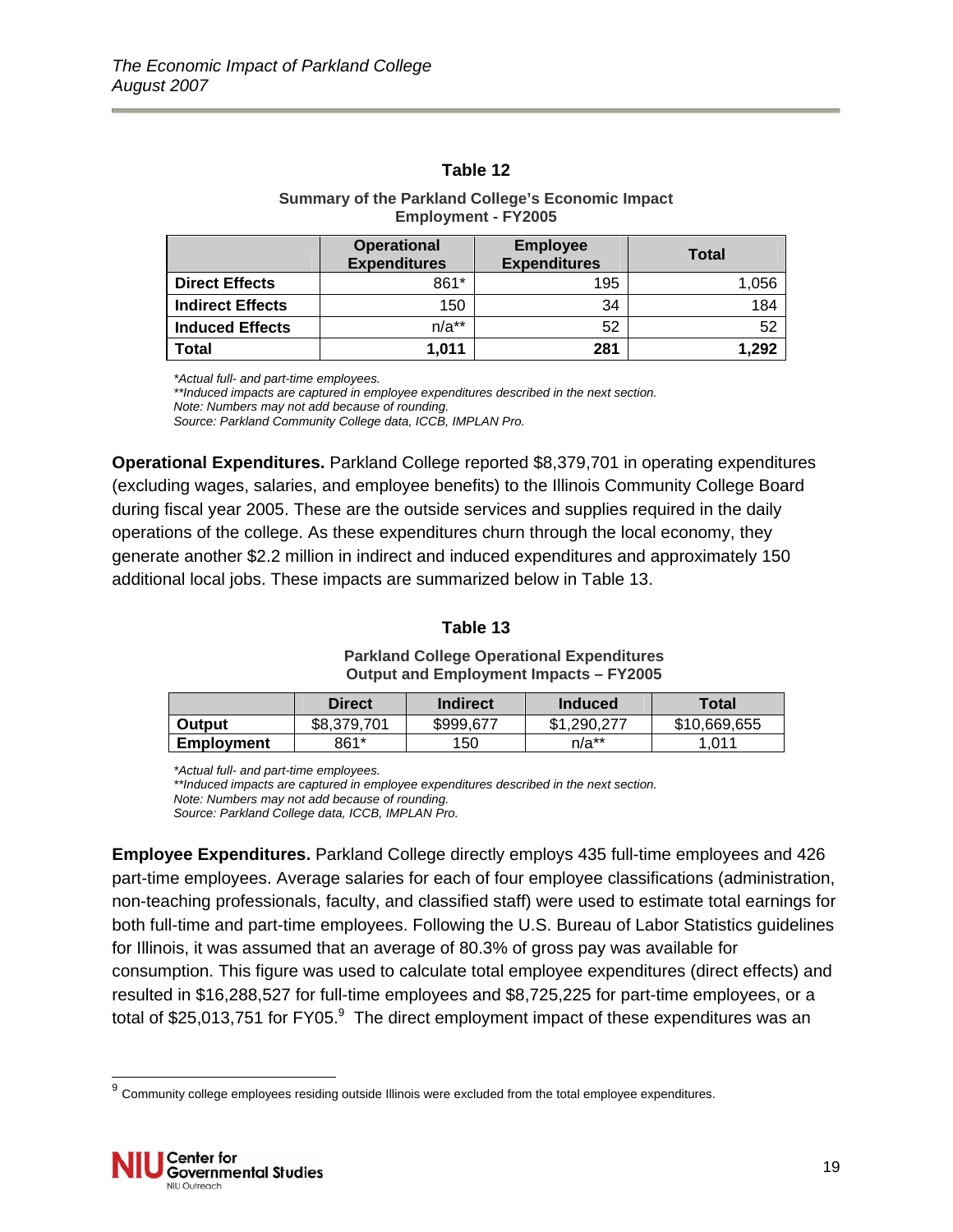**Table 12**

**Summary of the Parkland College's Economic Impact Employment - FY2005**

| | Operational Expenditures | Employee Expenditures | Total |
|---|---|---|---|
| **Direct Effects** | 861* | 195 | 1,056 |
| **Indirect Effects** | 150 | 34 | 184 |
| **Induced Effects** | n/a** | 52 | 52 |
| **Total** | **1,011** | **281** | **1,292** |

*\*Actual full- and part-time employees.*
*\*\*Induced impacts are captured in employee expenditures described in the next section.*
*Note: Numbers may not add because of rounding.*
*Source: Parkland Community College data, ICCB, IMPLAN Pro.*

**Operational Expenditures.** Parkland College reported $8,379,701 in operating expenditures (excluding wages, salaries, and employee benefits) to the Illinois Community College Board during fiscal year 2005. These are the outside services and supplies required in the daily operations of the college. As these expenditures churn through the local economy, they generate another $2.2 million in indirect and induced expenditures and approximately 150 additional local jobs. These impacts are summarized below in Table 13.

**Table 13**

**Parkland College Operational Expenditures Output and Employment Impacts – FY2005**

| | Direct | Indirect | Induced | Total |
|---|---|---|---|---|
| **Output** | $8,379,701 | $999,677 | $1,290,277 | $10,669,655 |
| **Employment** | 861* | 150 | n/a** | 1,011 |

*\*Actual full- and part-time employees.*
*\*\*Induced impacts are captured in employee expenditures described in the next section.*
*Note: Numbers may not add because of rounding.*
*Source: Parkland College data, ICCB, IMPLAN Pro.*

**Employee Expenditures.** Parkland College directly employs 435 full-time employees and 426 part-time employees. Average salaries for each of four employee classifications (administration, non-teaching professionals, faculty, and classified staff) were used to estimate total earnings for both full-time and part-time employees. Following the U.S. Bureau of Labor Statistics guidelines for Illinois, it was assumed that an average of 80.3% of gross pay was available for consumption. This figure was used to calculate total employee expenditures (direct effects) and resulted in $16,288,527 for full-time employees and $8,725,225 for part-time employees, or a total of $25,013,751 for FY05.[9] The direct employment impact of these expenditures was an

[9] Community college employees residing outside Illinois were excluded from the total employee expenditures.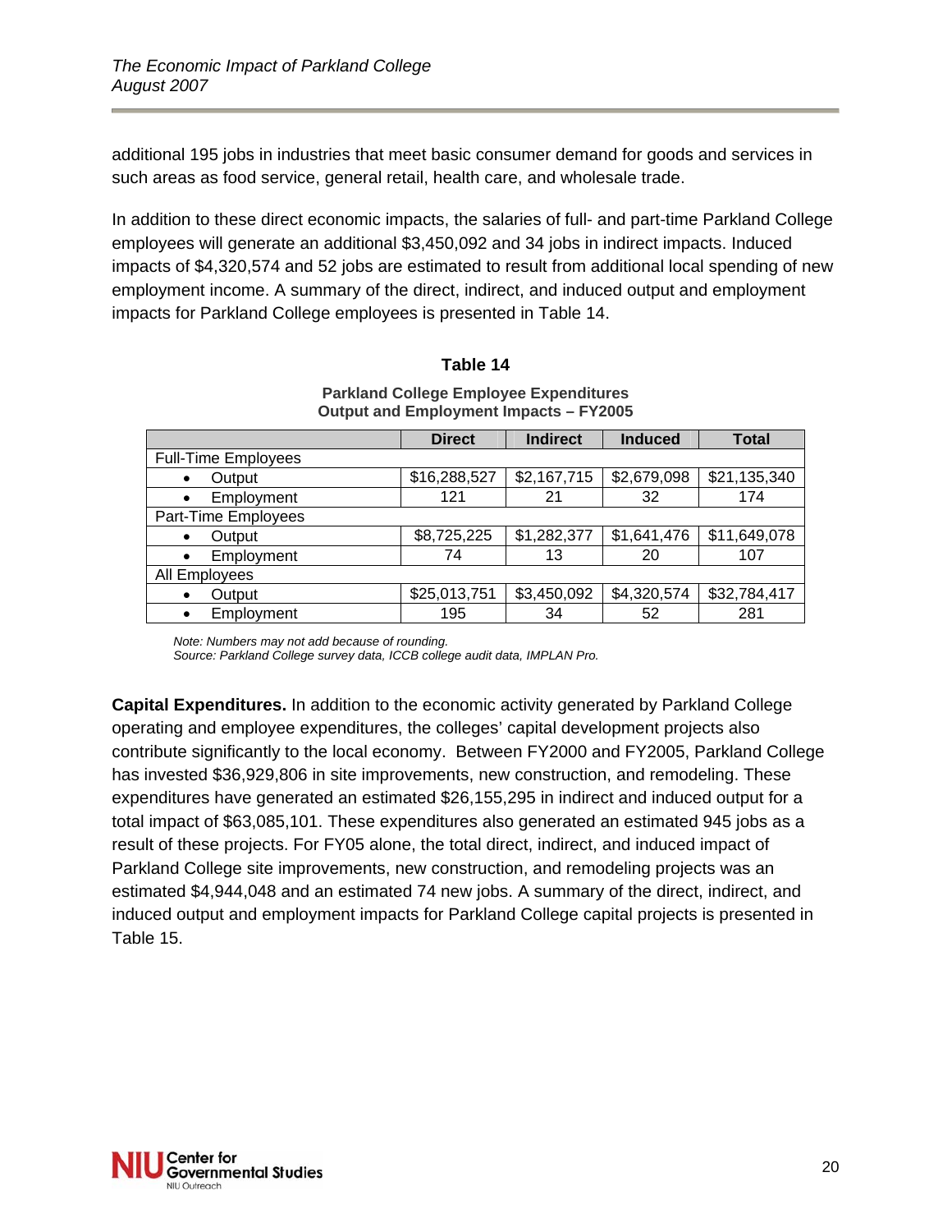additional 195 jobs in industries that meet basic consumer demand for goods and services in such areas as food service, general retail, health care, and wholesale trade.

In addition to these direct economic impacts, the salaries of full- and part-time Parkland College employees will generate an additional $3,450,092 and 34 jobs in indirect impacts. Induced impacts of $4,320,574 and 52 jobs are estimated to result from additional local spending of new employment income. A summary of the direct, indirect, and induced output and employment impacts for Parkland College employees is presented in Table 14.

**Table 14**

**Parkland College Employee Expenditures**
**Output and Employment Impacts – FY2005**

| | Direct | Indirect | Induced | Total |
|---|---|---|---|---|
| Full-Time Employees | | | | |
| • Output | $16,288,527 | $2,167,715 | $2,679,098 | $21,135,340 |
| • Employment | 121 | 21 | 32 | 174 |
| Part-Time Employees | | | | |
| • Output | $8,725,225 | $1,282,377 | $1,641,476 | $11,649,078 |
| • Employment | 74 | 13 | 20 | 107 |
| All Employees | | | | |
| • Output | $25,013,751 | $3,450,092 | $4,320,574 | $32,784,417 |
| • Employment | 195 | 34 | 52 | 281 |

*Note: Numbers may not add because of rounding.*
*Source: Parkland College survey data, ICCB college audit data, IMPLAN Pro.*

**Capital Expenditures.** In addition to the economic activity generated by Parkland College operating and employee expenditures, the colleges' capital development projects also contribute significantly to the local economy. Between FY2000 and FY2005, Parkland College has invested $36,929,806 in site improvements, new construction, and remodeling. These expenditures have generated an estimated $26,155,295 in indirect and induced output for a total impact of $63,085,101. These expenditures also generated an estimated 945 jobs as a result of these projects. For FY05 alone, the total direct, indirect, and induced impact of Parkland College site improvements, new construction, and remodeling projects was an estimated $4,944,048 and an estimated 74 new jobs. A summary of the direct, indirect, and induced output and employment impacts for Parkland College capital projects is presented in Table 15.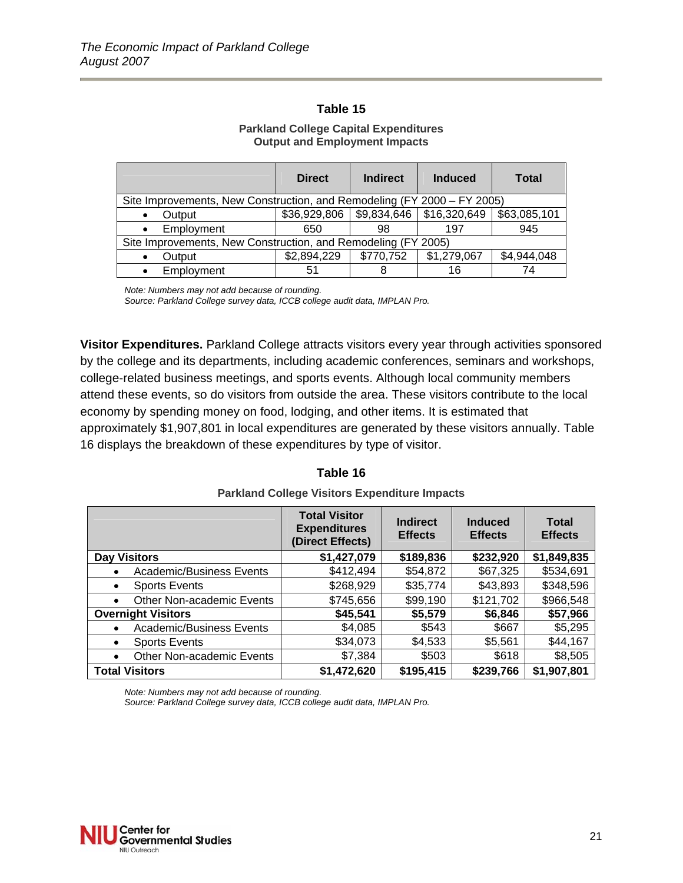**Table 15**

**Parkland College Capital Expenditures Output and Employment Impacts**

| | Direct | Indirect | Induced | Total |
|---|---|---|---|---|
| Site Improvements, New Construction, and Remodeling (FY 2000 – FY 2005) | | | | |
| • Output | $36,929,806 | $9,834,646 | $16,320,649 | $63,085,101 |
| • Employment | 650 | 98 | 197 | 945 |
| Site Improvements, New Construction, and Remodeling (FY 2005) | | | | |
| • Output | $2,894,229 | $770,752 | $1,279,067 | $4,944,048 |
| • Employment | 51 | 8 | 16 | 74 |

*Note: Numbers may not add because of rounding.*
*Source: Parkland College survey data, ICCB college audit data, IMPLAN Pro.*

**Visitor Expenditures.** Parkland College attracts visitors every year through activities sponsored by the college and its departments, including academic conferences, seminars and workshops, college-related business meetings, and sports events. Although local community members attend these events, so do visitors from outside the area. These visitors contribute to the local economy by spending money on food, lodging, and other items. It is estimated that approximately $1,907,801 in local expenditures are generated by these visitors annually. Table 16 displays the breakdown of these expenditures by type of visitor.

**Table 16**

**Parkland College Visitors Expenditure Impacts**

| | Total Visitor Expenditures (Direct Effects) | Indirect Effects | Induced Effects | Total Effects |
|---|---|---|---|---|
| **Day Visitors** | **$1,427,079** | **$189,836** | **$232,920** | **$1,849,835** |
| • Academic/Business Events | $412,494 | $54,872 | $67,325 | $534,691 |
| • Sports Events | $268,929 | $35,774 | $43,893 | $348,596 |
| • Other Non-academic Events | $745,656 | $99,190 | $121,702 | $966,548 |
| **Overnight Visitors** | **$45,541** | **$5,579** | **$6,846** | **$57,966** |
| • Academic/Business Events | $4,085 | $543 | $667 | $5,295 |
| • Sports Events | $34,073 | $4,533 | $5,561 | $44,167 |
| • Other Non-academic Events | $7,384 | $503 | $618 | $8,505 |
| **Total Visitors** | **$1,472,620** | **$195,415** | **$239,766** | **$1,907,801** |

*Note: Numbers may not add because of rounding.*
*Source: Parkland College survey data, ICCB college audit data, IMPLAN Pro.*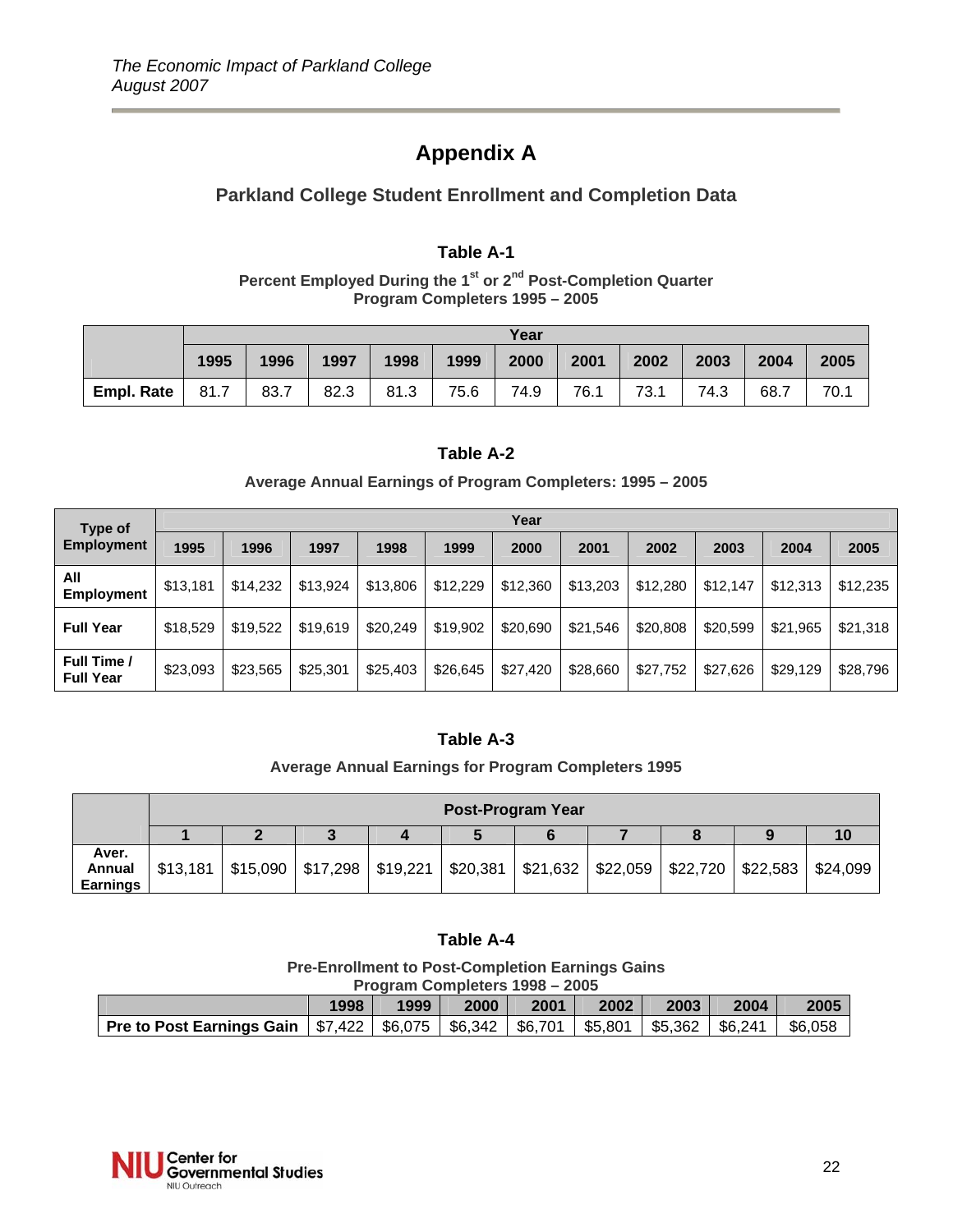# Appendix A

## Parkland College Student Enrollment and Completion Data

### Table A-1

**Percent Employed During the 1st or 2nd Post-Completion Quarter**
**Program Completers 1995 – 2005**

| | Year | | | | | | | | | | |
|---|---|---|---|---|---|---|---|---|---|---|---|
| | 1995 | 1996 | 1997 | 1998 | 1999 | 2000 | 2001 | 2002 | 2003 | 2004 | 2005 |
| **Empl. Rate** | 81.7 | 83.7 | 82.3 | 81.3 | 75.6 | 74.9 | 76.1 | 73.1 | 74.3 | 68.7 | 70.1 |

### Table A-2

**Average Annual Earnings of Program Completers: 1995 – 2005**

| Type of Employment | Year | | | | | | | | | | |
|---|---|---|---|---|---|---|---|---|---|---|---|
| | 1995 | 1996 | 1997 | 1998 | 1999 | 2000 | 2001 | 2002 | 2003 | 2004 | 2005 |
| **All Employment** | $13,181 | $14,232 | $13,924 | $13,806 | $12,229 | $12,360 | $13,203 | $12,280 | $12,147 | $12,313 | $12,235 |
| **Full Year** | $18,529 | $19,522 | $19,619 | $20,249 | $19,902 | $20,690 | $21,546 | $20,808 | $20,599 | $21,965 | $21,318 |
| **Full Time / Full Year** | $23,093 | $23,565 | $25,301 | $25,403 | $26,645 | $27,420 | $28,660 | $27,752 | $27,626 | $29,129 | $28,796 |

### Table A-3

**Average Annual Earnings for Program Completers 1995**

| | Post-Program Year | | | | | | | | | |
|---|---|---|---|---|---|---|---|---|---|---|
| | 1 | 2 | 3 | 4 | 5 | 6 | 7 | 8 | 9 | 10 |
| **Aver. Annual Earnings** | $13,181 | $15,090 | $17,298 | $19,221 | $20,381 | $21,632 | $22,059 | $22,720 | $22,583 | $24,099 |

### Table A-4

**Pre-Enrollment to Post-Completion Earnings Gains**
**Program Completers 1998 – 2005**

| | 1998 | 1999 | 2000 | 2001 | 2002 | 2003 | 2004 | 2005 |
|---|---|---|---|---|---|---|---|---|
| **Pre to Post Earnings Gain** | $7,422 | $6,075 | $6,342 | $6,701 | $5,801 | $5,362 | $6,241 | $6,058 |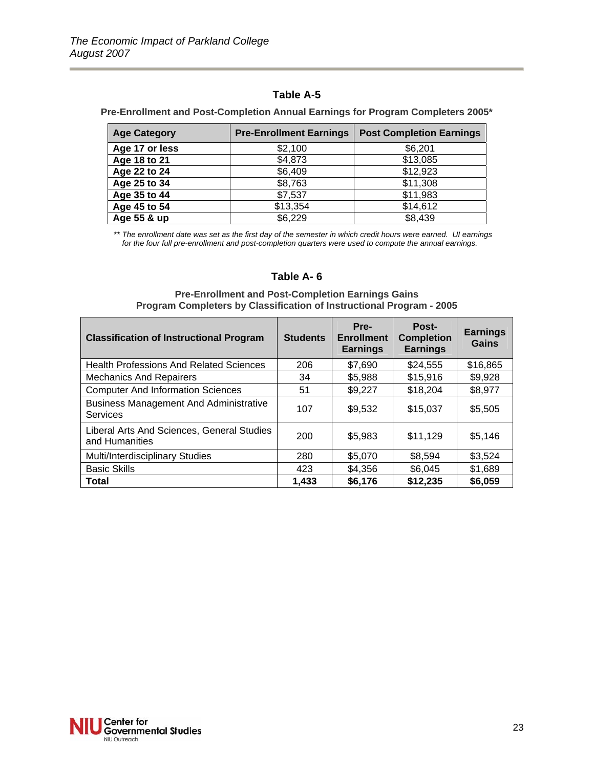### Table A-5

**Pre-Enrollment and Post-Completion Annual Earnings for Program Completers 2005***

| Age Category | Pre-Enrollment Earnings | Post Completion Earnings |
|---|---|---|
| **Age 17 or less** | $2,100 | $6,201 |
| **Age 18 to 21** | $4,873 | $13,085 |
| **Age 22 to 24** | $6,409 | $12,923 |
| **Age 25 to 34** | $8,763 | $11,308 |
| **Age 35 to 44** | $7,537 | $11,983 |
| **Age 45 to 54** | $13,354 | $14,612 |
| **Age 55 & up** | $6,229 | $8,439 |

*** The enrollment date was set as the first day of the semester in which credit hours were earned. UI earnings for the four full pre-enrollment and post-completion quarters were used to compute the annual earnings.*

### Table A- 6

**Pre-Enrollment and Post-Completion Earnings Gains
Program Completers by Classification of Instructional Program - 2005**

| Classification of Instructional Program | Students | Pre-Enrollment Earnings | Post-Completion Earnings | Earnings Gains |
|---|---|---|---|---|
| Health Professions And Related Sciences | 206 | $7,690 | $24,555 | $16,865 |
| Mechanics And Repairers | 34 | $5,988 | $15,916 | $9,928 |
| Computer And Information Sciences | 51 | $9,227 | $18,204 | $8,977 |
| Business Management And Administrative Services | 107 | $9,532 | $15,037 | $5,505 |
| Liberal Arts And Sciences, General Studies and Humanities | 200 | $5,983 | $11,129 | $5,146 |
| Multi/Interdisciplinary Studies | 280 | $5,070 | $8,594 | $3,524 |
| Basic Skills | 423 | $4,356 | $6,045 | $1,689 |
| **Total** | **1,433** | **$6,176** | **$12,235** | **$6,059** |